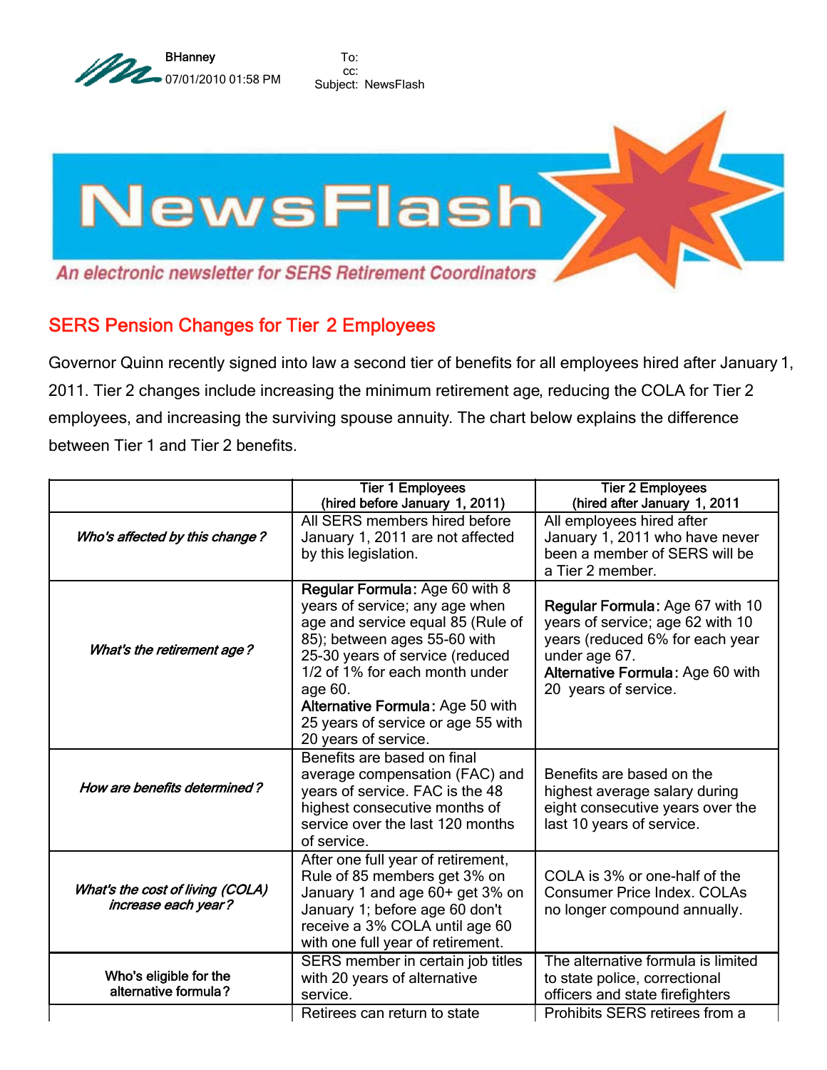BHanney
07/01/2010 01:58 PM

To:
cc:
Subject: NewsFlash

# NewsFlash

*An electronic newsletter for SERS Retirement Coordinators*

## SERS Pension Changes for Tier 2 Employees

Governor Quinn recently signed into law a second tier of benefits for all employees hired after January 1, 2011. Tier 2 changes include increasing the minimum retirement age, reducing the COLA for Tier 2 employees, and increasing the surviving spouse annuity. The chart below explains the difference between Tier 1 and Tier 2 benefits.

| | Tier 1 Employees (hired before January 1, 2011) | Tier 2 Employees (hired after January 1, 2011 |
|---|---|---|
| *Who's affected by this change?* | All SERS members hired before January 1, 2011 are not affected by this legislation. | All employees hired after January 1, 2011 who have never been a member of SERS will be a Tier 2 member. |
| *What's the retirement age?* | **Regular Formula:** Age 60 with 8 years of service; any age when age and service equal 85 (Rule of 85); between ages 55-60 with 25-30 years of service (reduced 1/2 of 1% for each month under age 60. **Alternative Formula:** Age 50 with 25 years of service or age 55 with 20 years of service. | **Regular Formula:** Age 67 with 10 years of service; age 62 with 10 years (reduced 6% for each year under age 67. **Alternative Formula:** Age 60 with 20 years of service. |
| *How are benefits determined?* | Benefits are based on final average compensation (FAC) and years of service. FAC is the 48 highest consecutive months of service over the last 120 months of service. | Benefits are based on the highest average salary during eight consecutive years over the last 10 years of service. |
| *What's the cost of living (COLA) increase each year?* | After one full year of retirement, Rule of 85 members get 3% on January 1 and age 60+ get 3% on January 1; before age 60 don't receive a 3% COLA until age 60 with one full year of retirement. | COLA is 3% or one-half of the Consumer Price Index. COLAs no longer compound annually. |
| Who's eligible for the alternative formula? | SERS member in certain job titles with 20 years of alternative service. | The alternative formula is limited to state police, correctional officers and state firefighters |
| | Retirees can return to state | Prohibits SERS retirees from a |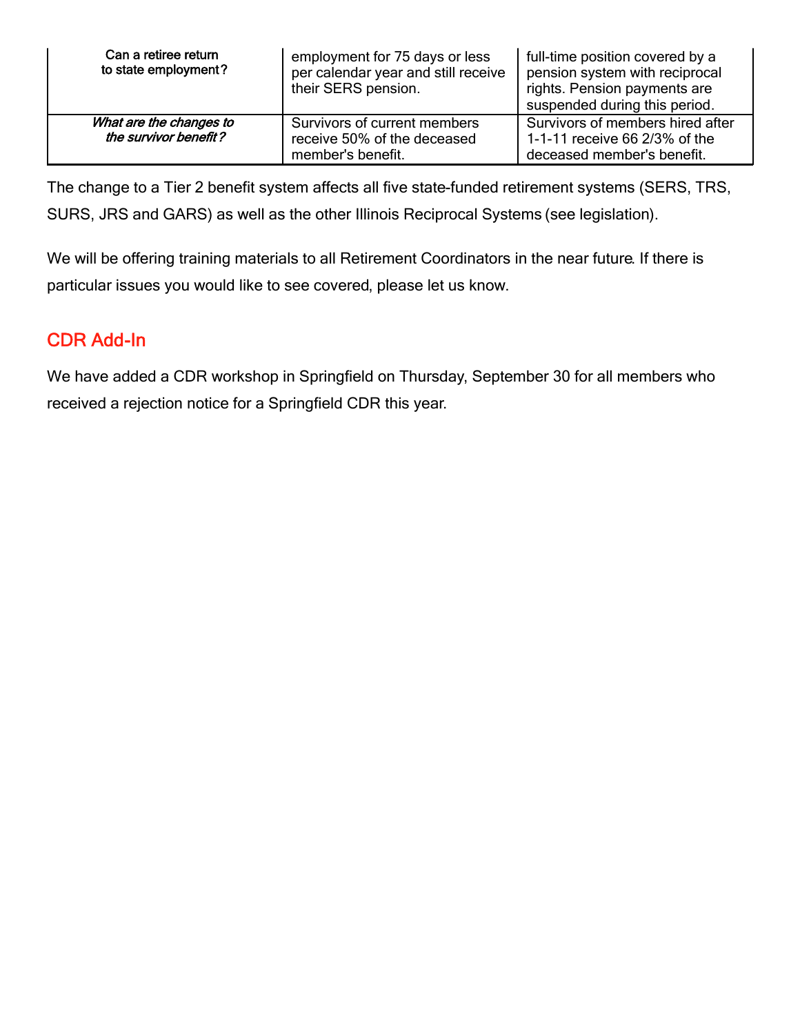| | | |
|---|---|---|
| Can a retiree return to state employment? | employment for 75 days or less per calendar year and still receive their SERS pension. | full-time position covered by a pension system with reciprocal rights. Pension payments are suspended during this period. |
| *What are the changes to the survivor benefit?* | Survivors of current members receive 50% of the deceased member's benefit. | Survivors of members hired after 1-1-11 receive 66 2/3% of the deceased member's benefit. |

The change to a Tier 2 benefit system affects all five state-funded retirement systems (SERS, TRS, SURS, JRS and GARS) as well as the other Illinois Reciprocal Systems (see legislation).

We will be offering training materials to all Retirement Coordinators in the near future. If there is particular issues you would like to see covered, please let us know.

## CDR Add-In

We have added a CDR workshop in Springfield on Thursday, September 30 for all members who received a rejection notice for a Springfield CDR this year.